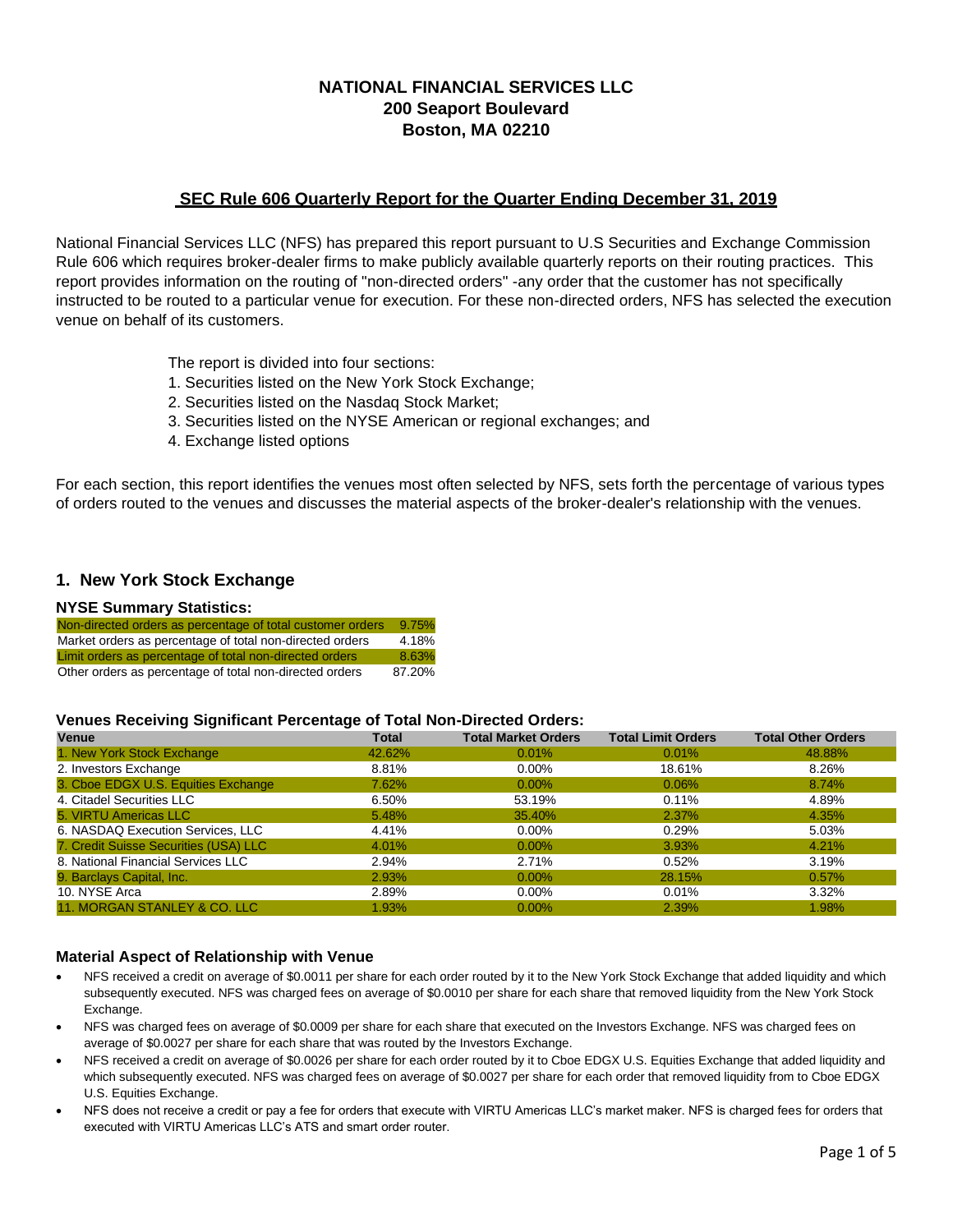# NATIONAL FINANCIAL SERVICES LLC
# 200 Seaport Boulevard
# Boston, MA 02210

## SEC Rule 606 Quarterly Report for the Quarter Ending December 31, 2019

National Financial Services LLC (NFS) has prepared this report pursuant to U.S Securities and Exchange Commission Rule 606 which requires broker-dealer firms to make publicly available quarterly reports on their routing practices. This report provides information on the routing of "non-directed orders" -any order that the customer has not specifically instructed to be routed to a particular venue for execution. For these non-directed orders, NFS has selected the execution venue on behalf of its customers.

The report is divided into four sections:
1. Securities listed on the New York Stock Exchange;
2. Securities listed on the Nasdaq Stock Market;
3. Securities listed on the NYSE American or regional exchanges; and
4. Exchange listed options

For each section, this report identifies the venues most often selected by NFS, sets forth the percentage of various types of orders routed to the venues and discusses the material aspects of the broker-dealer's relationship with the venues.

## 1. New York Stock Exchange

### NYSE Summary Statistics:

| | |
|---|---|
| Non-directed orders as percentage of total customer orders | 9.75% |
| Market orders as percentage of total non-directed orders | 4.18% |
| Limit orders as percentage of total non-directed orders | 8.63% |
| Other orders as percentage of total non-directed orders | 87.20% |

### Venues Receiving Significant Percentage of Total Non-Directed Orders:

| Venue | Total | Total Market Orders | Total Limit Orders | Total Other Orders |
|---|---|---|---|---|
| 1. New York Stock Exchange | 42.62% | 0.01% | 0.01% | 48.88% |
| 2. Investors Exchange | 8.81% | 0.00% | 18.61% | 8.26% |
| 3. Cboe EDGX U.S. Equities Exchange | 7.62% | 0.00% | 0.06% | 8.74% |
| 4. Citadel Securities LLC | 6.50% | 53.19% | 0.11% | 4.89% |
| 5. VIRTU Americas LLC | 5.48% | 35.40% | 2.37% | 4.35% |
| 6. NASDAQ Execution Services, LLC | 4.41% | 0.00% | 0.29% | 5.03% |
| 7. Credit Suisse Securities (USA) LLC | 4.01% | 0.00% | 3.93% | 4.21% |
| 8. National Financial Services LLC | 2.94% | 2.71% | 0.52% | 3.19% |
| 9. Barclays Capital, Inc. | 2.93% | 0.00% | 28.15% | 0.57% |
| 10. NYSE Arca | 2.89% | 0.00% | 0.01% | 3.32% |
| 11. MORGAN STANLEY & CO. LLC | 1.93% | 0.00% | 2.39% | 1.98% |

### Material Aspect of Relationship with Venue

- NFS received a credit on average of $0.0011 per share for each order routed by it to the New York Stock Exchange that added liquidity and which subsequently executed. NFS was charged fees on average of $0.0010 per share for each share that removed liquidity from the New York Stock Exchange.
- NFS was charged fees on average of $0.0009 per share for each share that executed on the Investors Exchange. NFS was charged fees on average of $0.0027 per share for each share that was routed by the Investors Exchange.
- NFS received a credit on average of $0.0026 per share for each order routed by it to Cboe EDGX U.S. Equities Exchange that added liquidity and which subsequently executed. NFS was charged fees on average of $0.0027 per share for each order that removed liquidity from to Cboe EDGX U.S. Equities Exchange.
- NFS does not receive a credit or pay a fee for orders that execute with VIRTU Americas LLC's market maker. NFS is charged fees for orders that executed with VIRTU Americas LLC's ATS and smart order router.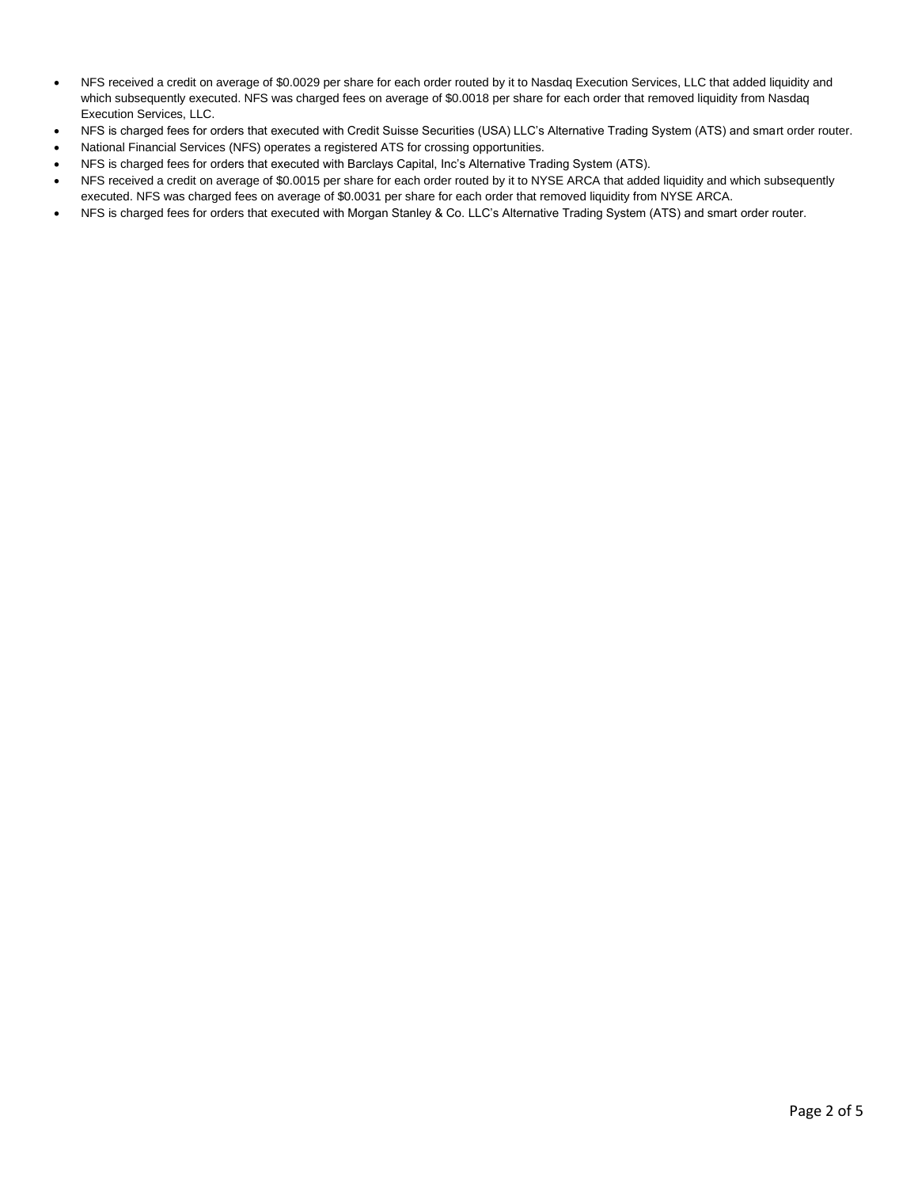- NFS received a credit on average of $0.0029 per share for each order routed by it to Nasdaq Execution Services, LLC that added liquidity and which subsequently executed. NFS was charged fees on average of $0.0018 per share for each order that removed liquidity from Nasdaq Execution Services, LLC.
- NFS is charged fees for orders that executed with Credit Suisse Securities (USA) LLC's Alternative Trading System (ATS) and smart order router.
- National Financial Services (NFS) operates a registered ATS for crossing opportunities.
- NFS is charged fees for orders that executed with Barclays Capital, Inc's Alternative Trading System (ATS).
- NFS received a credit on average of $0.0015 per share for each order routed by it to NYSE ARCA that added liquidity and which subsequently executed. NFS was charged fees on average of $0.0031 per share for each order that removed liquidity from NYSE ARCA.
- NFS is charged fees for orders that executed with Morgan Stanley & Co. LLC's Alternative Trading System (ATS) and smart order router.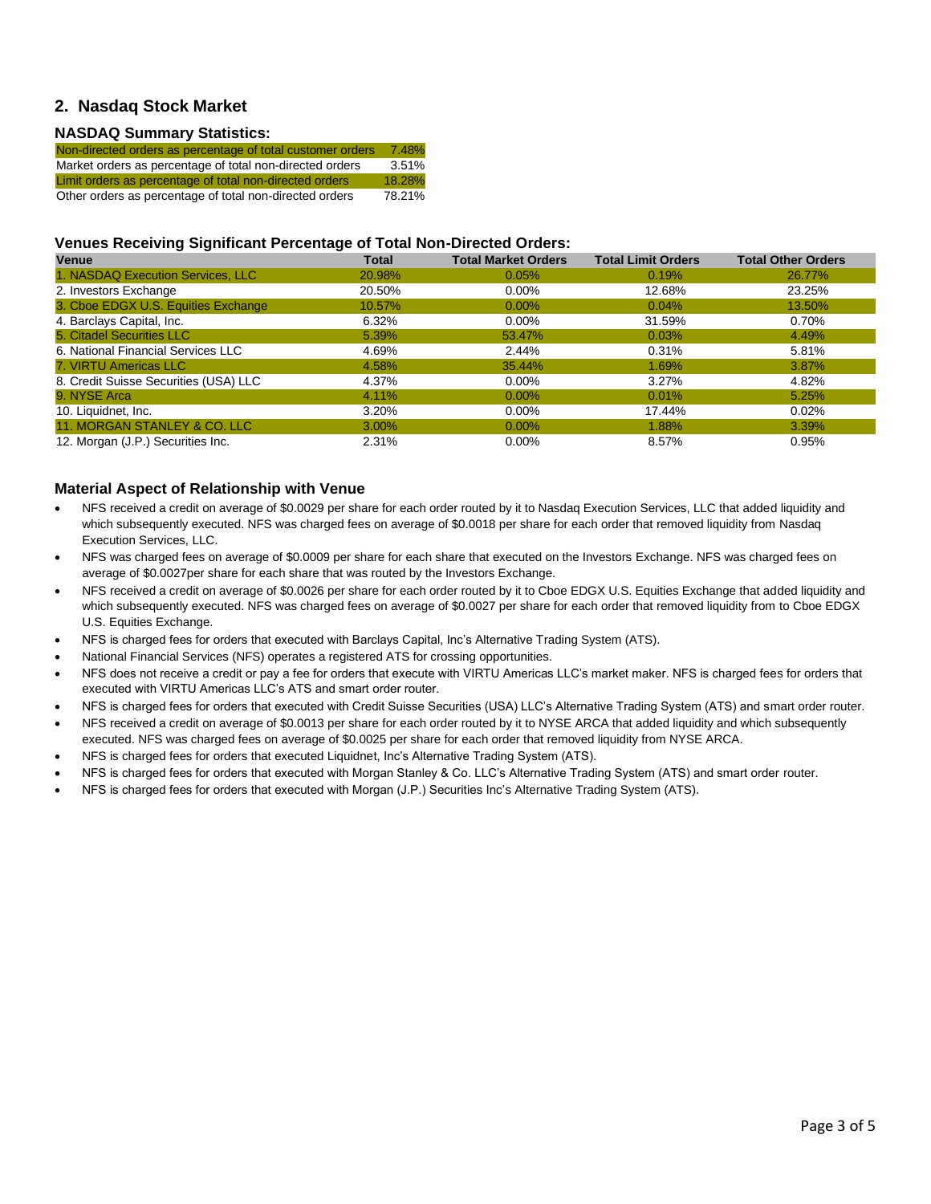## 2. Nasdaq Stock Market

### NASDAQ Summary Statistics:

| | |
|---|---|
| Non-directed orders as percentage of total customer orders | 7.48% |
| Market orders as percentage of total non-directed orders | 3.51% |
| Limit orders as percentage of total non-directed orders | 18.28% |
| Other orders as percentage of total non-directed orders | 78.21% |

### Venues Receiving Significant Percentage of Total Non-Directed Orders:

| Venue | Total | Total Market Orders | Total Limit Orders | Total Other Orders |
|---|---|---|---|---|
| 1. NASDAQ Execution Services, LLC | 20.98% | 0.05% | 0.19% | 26.77% |
| 2. Investors Exchange | 20.50% | 0.00% | 12.68% | 23.25% |
| 3. Cboe EDGX U.S. Equities Exchange | 10.57% | 0.00% | 0.04% | 13.50% |
| 4. Barclays Capital, Inc. | 6.32% | 0.00% | 31.59% | 0.70% |
| 5. Citadel Securities LLC | 5.39% | 53.47% | 0.03% | 4.49% |
| 6. National Financial Services LLC | 4.69% | 2.44% | 0.31% | 5.81% |
| 7. VIRTU Americas LLC | 4.58% | 35.44% | 1.69% | 3.87% |
| 8. Credit Suisse Securities (USA) LLC | 4.37% | 0.00% | 3.27% | 4.82% |
| 9. NYSE Arca | 4.11% | 0.00% | 0.01% | 5.25% |
| 10. Liquidnet, Inc. | 3.20% | 0.00% | 17.44% | 0.02% |
| 11. MORGAN STANLEY & CO. LLC | 3.00% | 0.00% | 1.88% | 3.39% |
| 12. Morgan (J.P.) Securities Inc. | 2.31% | 0.00% | 8.57% | 0.95% |

### Material Aspect of Relationship with Venue

- NFS received a credit on average of $0.0029 per share for each order routed by it to Nasdaq Execution Services, LLC that added liquidity and which subsequently executed. NFS was charged fees on average of $0.0018 per share for each order that removed liquidity from Nasdaq Execution Services, LLC.
- NFS was charged fees on average of $0.0009 per share for each share that executed on the Investors Exchange. NFS was charged fees on average of $0.0027per share for each share that was routed by the Investors Exchange.
- NFS received a credit on average of $0.0026 per share for each order routed by it to Cboe EDGX U.S. Equities Exchange that added liquidity and which subsequently executed. NFS was charged fees on average of $0.0027 per share for each order that removed liquidity from to Cboe EDGX U.S. Equities Exchange.
- NFS is charged fees for orders that executed with Barclays Capital, Inc's Alternative Trading System (ATS).
- National Financial Services (NFS) operates a registered ATS for crossing opportunities.
- NFS does not receive a credit or pay a fee for orders that execute with VIRTU Americas LLC's market maker. NFS is charged fees for orders that executed with VIRTU Americas LLC's ATS and smart order router.
- NFS is charged fees for orders that executed with Credit Suisse Securities (USA) LLC's Alternative Trading System (ATS) and smart order router.
- NFS received a credit on average of $0.0013 per share for each order routed by it to NYSE ARCA that added liquidity and which subsequently executed. NFS was charged fees on average of $0.0025 per share for each order that removed liquidity from NYSE ARCA.
- NFS is charged fees for orders that executed Liquidnet, Inc's Alternative Trading System (ATS).
- NFS is charged fees for orders that executed with Morgan Stanley & Co. LLC's Alternative Trading System (ATS) and smart order router.
- NFS is charged fees for orders that executed with Morgan (J.P.) Securities Inc's Alternative Trading System (ATS).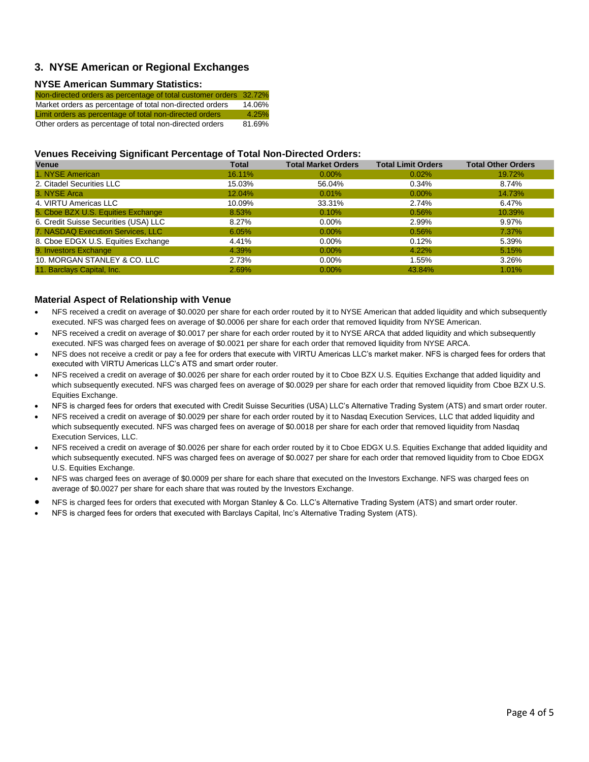## 3. NYSE American or Regional Exchanges

### NYSE American Summary Statistics:

| | |
|---|---|
| Non-directed orders as percentage of total customer orders | 32.72% |
| Market orders as percentage of total non-directed orders | 14.06% |
| Limit orders as percentage of total non-directed orders | 4.25% |
| Other orders as percentage of total non-directed orders | 81.69% |

### Venues Receiving Significant Percentage of Total Non-Directed Orders:

| Venue | Total | Total Market Orders | Total Limit Orders | Total Other Orders |
|---|---|---|---|---|
| 1. NYSE American | 16.11% | 0.00% | 0.02% | 19.72% |
| 2. Citadel Securities LLC | 15.03% | 56.04% | 0.34% | 8.74% |
| 3. NYSE Arca | 12.04% | 0.01% | 0.00% | 14.73% |
| 4. VIRTU Americas LLC | 10.09% | 33.31% | 2.74% | 6.47% |
| 5. Cboe BZX U.S. Equities Exchange | 8.53% | 0.10% | 0.56% | 10.39% |
| 6. Credit Suisse Securities (USA) LLC | 8.27% | 0.00% | 2.99% | 9.97% |
| 7. NASDAQ Execution Services, LLC | 6.05% | 0.00% | 0.56% | 7.37% |
| 8. Cboe EDGX U.S. Equities Exchange | 4.41% | 0.00% | 0.12% | 5.39% |
| 9. Investors Exchange | 4.39% | 0.00% | 4.22% | 5.15% |
| 10. MORGAN STANLEY & CO. LLC | 2.73% | 0.00% | 1.55% | 3.26% |
| 11. Barclays Capital, Inc. | 2.69% | 0.00% | 43.84% | 1.01% |

### Material Aspect of Relationship with Venue

- NFS received a credit on average of $0.0020 per share for each order routed by it to NYSE American that added liquidity and which subsequently executed. NFS was charged fees on average of $0.0006 per share for each order that removed liquidity from NYSE American.
- NFS received a credit on average of $0.0017 per share for each order routed by it to NYSE ARCA that added liquidity and which subsequently executed. NFS was charged fees on average of $0.0021 per share for each order that removed liquidity from NYSE ARCA.
- NFS does not receive a credit or pay a fee for orders that execute with VIRTU Americas LLC's market maker. NFS is charged fees for orders that executed with VIRTU Americas LLC's ATS and smart order router.
- NFS received a credit on average of $0.0026 per share for each order routed by it to Cboe BZX U.S. Equities Exchange that added liquidity and which subsequently executed. NFS was charged fees on average of $0.0029 per share for each order that removed liquidity from Cboe BZX U.S. Equities Exchange.
- NFS is charged fees for orders that executed with Credit Suisse Securities (USA) LLC's Alternative Trading System (ATS) and smart order router.
- NFS received a credit on average of $0.0029 per share for each order routed by it to Nasdaq Execution Services, LLC that added liquidity and which subsequently executed. NFS was charged fees on average of $0.0018 per share for each order that removed liquidity from Nasdaq Execution Services, LLC.
- NFS received a credit on average of $0.0026 per share for each order routed by it to Cboe EDGX U.S. Equities Exchange that added liquidity and which subsequently executed. NFS was charged fees on average of $0.0027 per share for each order that removed liquidity from to Cboe EDGX U.S. Equities Exchange.
- NFS was charged fees on average of $0.0009 per share for each share that executed on the Investors Exchange. NFS was charged fees on average of $0.0027 per share for each share that was routed by the Investors Exchange.
- NFS is charged fees for orders that executed with Morgan Stanley & Co. LLC's Alternative Trading System (ATS) and smart order router.
- NFS is charged fees for orders that executed with Barclays Capital, Inc's Alternative Trading System (ATS).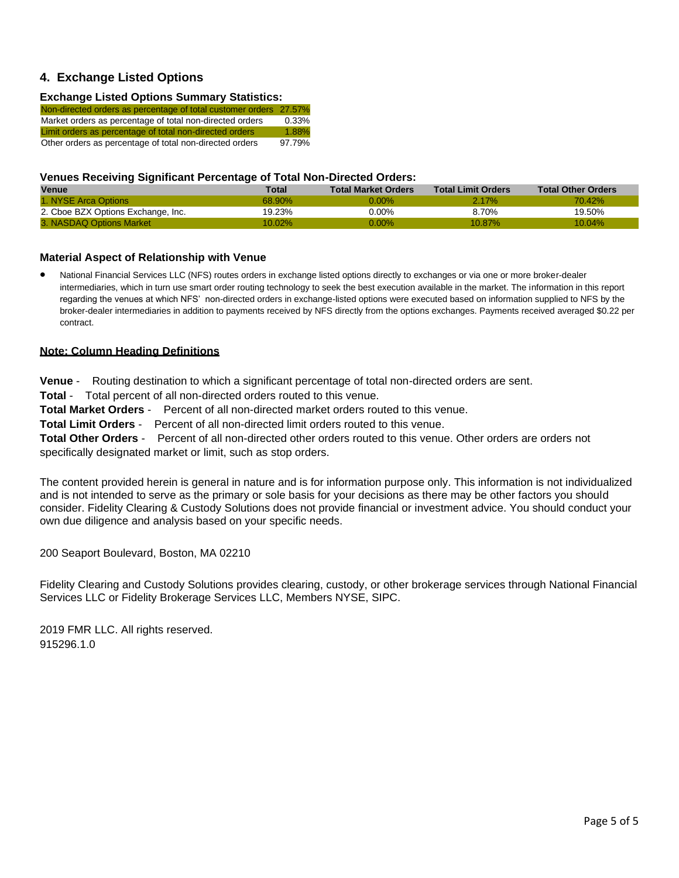## 4. Exchange Listed Options

### Exchange Listed Options Summary Statistics:

| | |
|---|---|
| Non-directed orders as percentage of total customer orders | 27.57% |
| Market orders as percentage of total non-directed orders | 0.33% |
| Limit orders as percentage of total non-directed orders | 1.88% |
| Other orders as percentage of total non-directed orders | 97.79% |

### Venues Receiving Significant Percentage of Total Non-Directed Orders:

| Venue | Total | Total Market Orders | Total Limit Orders | Total Other Orders |
|---|---|---|---|---|
| 1. NYSE Arca Options | 68.90% | 0.00% | 2.17% | 70.42% |
| 2. Cboe BZX Options Exchange, Inc. | 19.23% | 0.00% | 8.70% | 19.50% |
| 3. NASDAQ Options Market | 10.02% | 0.00% | 10.87% | 10.04% |

### Material Aspect of Relationship with Venue

- National Financial Services LLC (NFS) routes orders in exchange listed options directly to exchanges or via one or more broker-dealer intermediaries, which in turn use smart order routing technology to seek the best execution available in the market. The information in this report regarding the venues at which NFS' non-directed orders in exchange-listed options were executed based on information supplied to NFS by the broker-dealer intermediaries in addition to payments received by NFS directly from the options exchanges. Payments received averaged $0.22 per contract.

**Note: Column Heading Definitions**

**Venue** - Routing destination to which a significant percentage of total non-directed orders are sent.

**Total** - Total percent of all non-directed orders routed to this venue.

**Total Market Orders** - Percent of all non-directed market orders routed to this venue.

**Total Limit Orders** - Percent of all non-directed limit orders routed to this venue.

**Total Other Orders** - Percent of all non-directed other orders routed to this venue. Other orders are orders not specifically designated market or limit, such as stop orders.

The content provided herein is general in nature and is for information purpose only. This information is not individualized and is not intended to serve as the primary or sole basis for your decisions as there may be other factors you should consider. Fidelity Clearing & Custody Solutions does not provide financial or investment advice. You should conduct your own due diligence and analysis based on your specific needs.

200 Seaport Boulevard, Boston, MA 02210

Fidelity Clearing and Custody Solutions provides clearing, custody, or other brokerage services through National Financial Services LLC or Fidelity Brokerage Services LLC, Members NYSE, SIPC.

2019 FMR LLC. All rights reserved.
915296.1.0